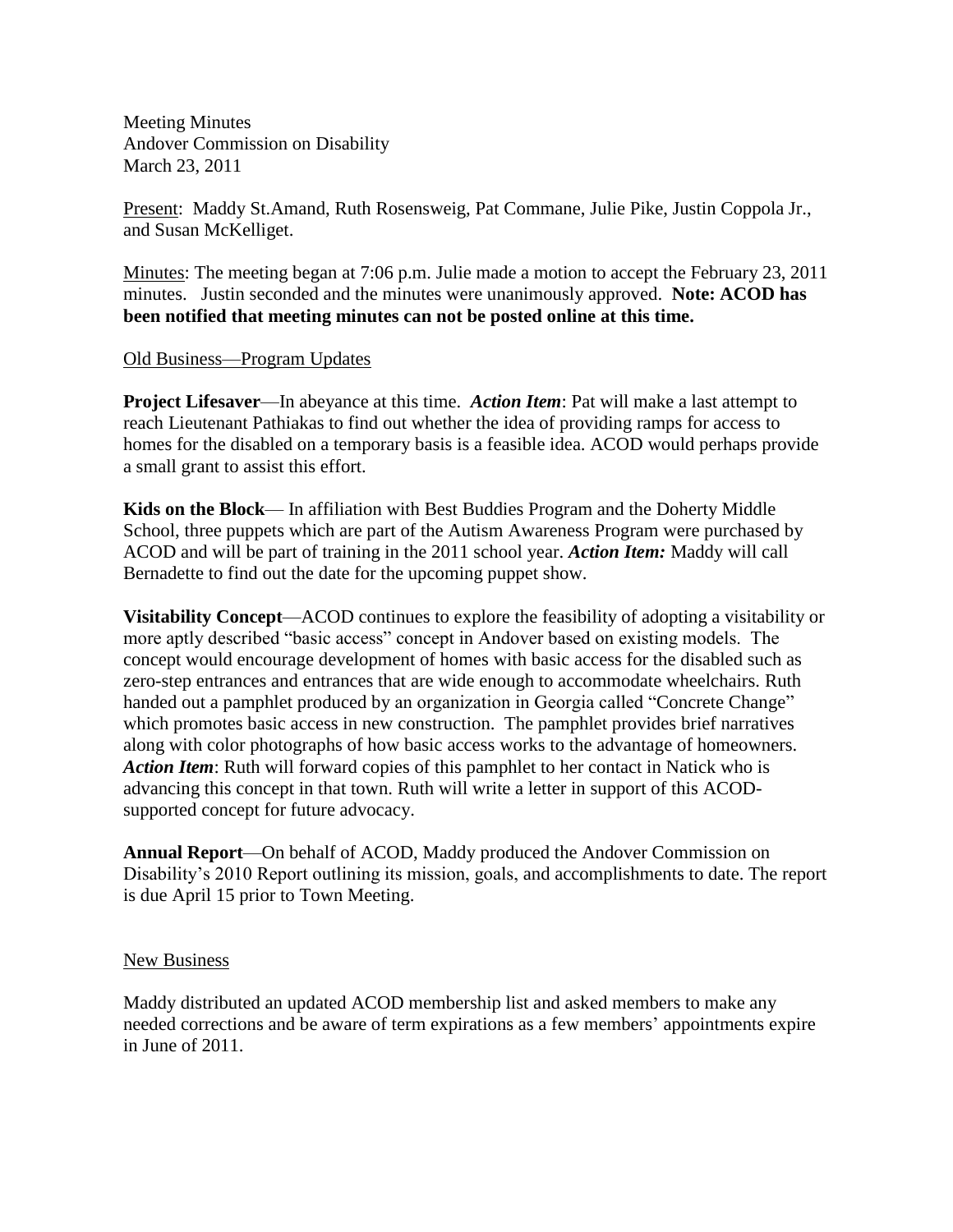Meeting Minutes
Andover Commission on Disability
March 23, 2011

Present: Maddy St.Amand, Ruth Rosensweig, Pat Commane, Julie Pike, Justin Coppola Jr., and Susan McKelliget.

Minutes: The meeting began at 7:06 p.m. Julie made a motion to accept the February 23, 2011 minutes. Justin seconded and the minutes were unanimously approved. **Note: ACOD has been notified that meeting minutes can not be posted online at this time.**

Old Business—Program Updates

**Project Lifesaver**—In abeyance at this time. ***Action Item***: Pat will make a last attempt to reach Lieutenant Pathiakas to find out whether the idea of providing ramps for access to homes for the disabled on a temporary basis is a feasible idea. ACOD would perhaps provide a small grant to assist this effort.

**Kids on the Block**— In affiliation with Best Buddies Program and the Doherty Middle School, three puppets which are part of the Autism Awareness Program were purchased by ACOD and will be part of training in the 2011 school year. ***Action Item:*** Maddy will call Bernadette to find out the date for the upcoming puppet show.

**Visitability Concept**—ACOD continues to explore the feasibility of adopting a visitability or more aptly described "basic access" concept in Andover based on existing models. The concept would encourage development of homes with basic access for the disabled such as zero-step entrances and entrances that are wide enough to accommodate wheelchairs. Ruth handed out a pamphlet produced by an organization in Georgia called "Concrete Change" which promotes basic access in new construction. The pamphlet provides brief narratives along with color photographs of how basic access works to the advantage of homeowners. ***Action Item***: Ruth will forward copies of this pamphlet to her contact in Natick who is advancing this concept in that town. Ruth will write a letter in support of this ACOD-supported concept for future advocacy.

**Annual Report**—On behalf of ACOD, Maddy produced the Andover Commission on Disability's 2010 Report outlining its mission, goals, and accomplishments to date. The report is due April 15 prior to Town Meeting.

New Business

Maddy distributed an updated ACOD membership list and asked members to make any needed corrections and be aware of term expirations as a few members' appointments expire in June of 2011.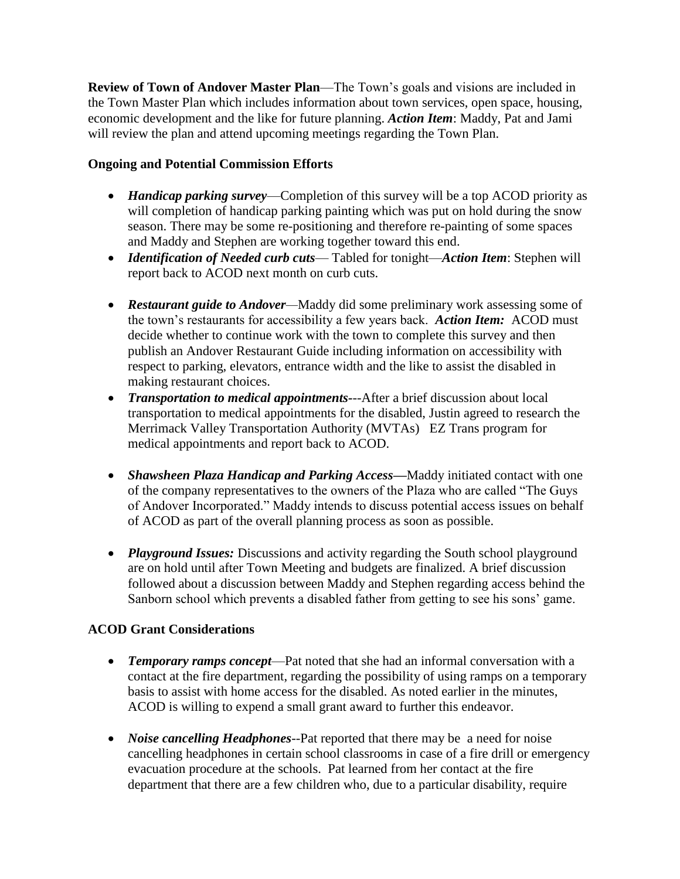**Review of Town of Andover Master Plan**—The Town's goals and visions are included in the Town Master Plan which includes information about town services, open space, housing, economic development and the like for future planning. ***Action Item***: Maddy, Pat and Jami will review the plan and attend upcoming meetings regarding the Town Plan.

**Ongoing and Potential Commission Efforts**

- ***Handicap parking survey***—Completion of this survey will be a top ACOD priority as will completion of handicap parking painting which was put on hold during the snow season. There may be some re-positioning and therefore re-painting of some spaces and Maddy and Stephen are working together toward this end.
- ***Identification of Needed curb cuts***— Tabled for tonight—***Action Item***: Stephen will report back to ACOD next month on curb cuts.
- ***Restaurant guide to Andover***—Maddy did some preliminary work assessing some of the town's restaurants for accessibility a few years back. ***Action Item:*** ACOD must decide whether to continue work with the town to complete this survey and then publish an Andover Restaurant Guide including information on accessibility with respect to parking, elevators, entrance width and the like to assist the disabled in making restaurant choices.
- ***Transportation to medical appointments***---After a brief discussion about local transportation to medical appointments for the disabled, Justin agreed to research the Merrimack Valley Transportation Authority (MVTAs) EZ Trans program for medical appointments and report back to ACOD.
- ***Shawsheen Plaza Handicap and Parking Access—***Maddy initiated contact with one of the company representatives to the owners of the Plaza who are called "The Guys of Andover Incorporated." Maddy intends to discuss potential access issues on behalf of ACOD as part of the overall planning process as soon as possible.
- ***Playground Issues:*** Discussions and activity regarding the South school playground are on hold until after Town Meeting and budgets are finalized. A brief discussion followed about a discussion between Maddy and Stephen regarding access behind the Sanborn school which prevents a disabled father from getting to see his sons' game.

**ACOD Grant Considerations**

- ***Temporary ramps concept***—Pat noted that she had an informal conversation with a contact at the fire department, regarding the possibility of using ramps on a temporary basis to assist with home access for the disabled. As noted earlier in the minutes, ACOD is willing to expend a small grant award to further this endeavor.
- ***Noise cancelling Headphones***--Pat reported that there may be a need for noise cancelling headphones in certain school classrooms in case of a fire drill or emergency evacuation procedure at the schools. Pat learned from her contact at the fire department that there are a few children who, due to a particular disability, require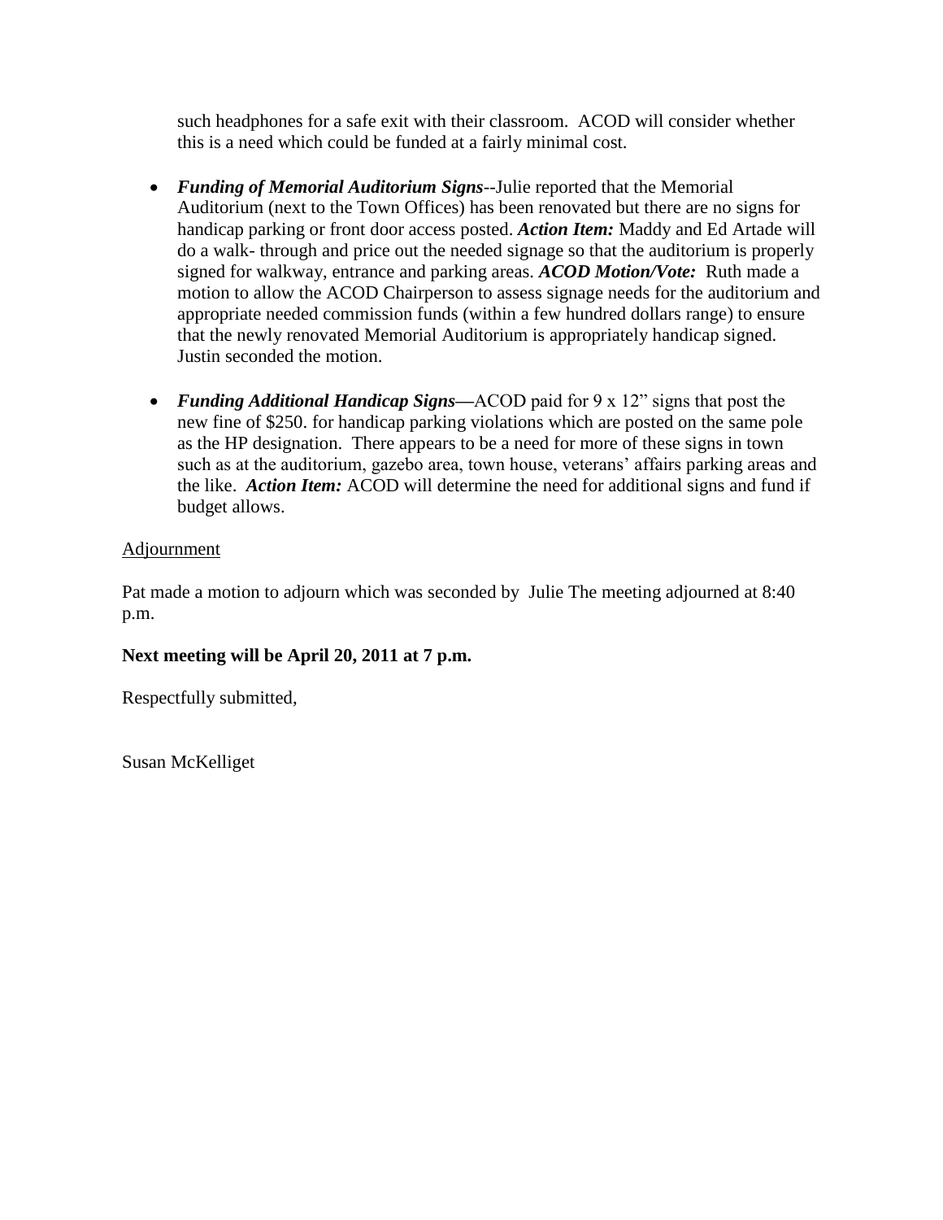such headphones for a safe exit with their classroom. ACOD will consider whether this is a need which could be funded at a fairly minimal cost.

- ***Funding of Memorial Auditorium Signs***--Julie reported that the Memorial Auditorium (next to the Town Offices) has been renovated but there are no signs for handicap parking or front door access posted. ***Action Item:*** Maddy and Ed Artade will do a walk- through and price out the needed signage so that the auditorium is properly signed for walkway, entrance and parking areas. ***ACOD Motion/Vote:*** Ruth made a motion to allow the ACOD Chairperson to assess signage needs for the auditorium and appropriate needed commission funds (within a few hundred dollars range) to ensure that the newly renovated Memorial Auditorium is appropriately handicap signed. Justin seconded the motion.

- ***Funding Additional Handicap Signs***—ACOD paid for 9 x 12" signs that post the new fine of $250. for handicap parking violations which are posted on the same pole as the HP designation. There appears to be a need for more of these signs in town such as at the auditorium, gazebo area, town house, veterans' affairs parking areas and the like. ***Action Item:*** ACOD will determine the need for additional signs and fund if budget allows.

<u>Adjournment</u>

Pat made a motion to adjourn which was seconded by Julie The meeting adjourned at 8:40 p.m.

**Next meeting will be April 20, 2011 at 7 p.m.**

Respectfully submitted,

Susan McKelliget